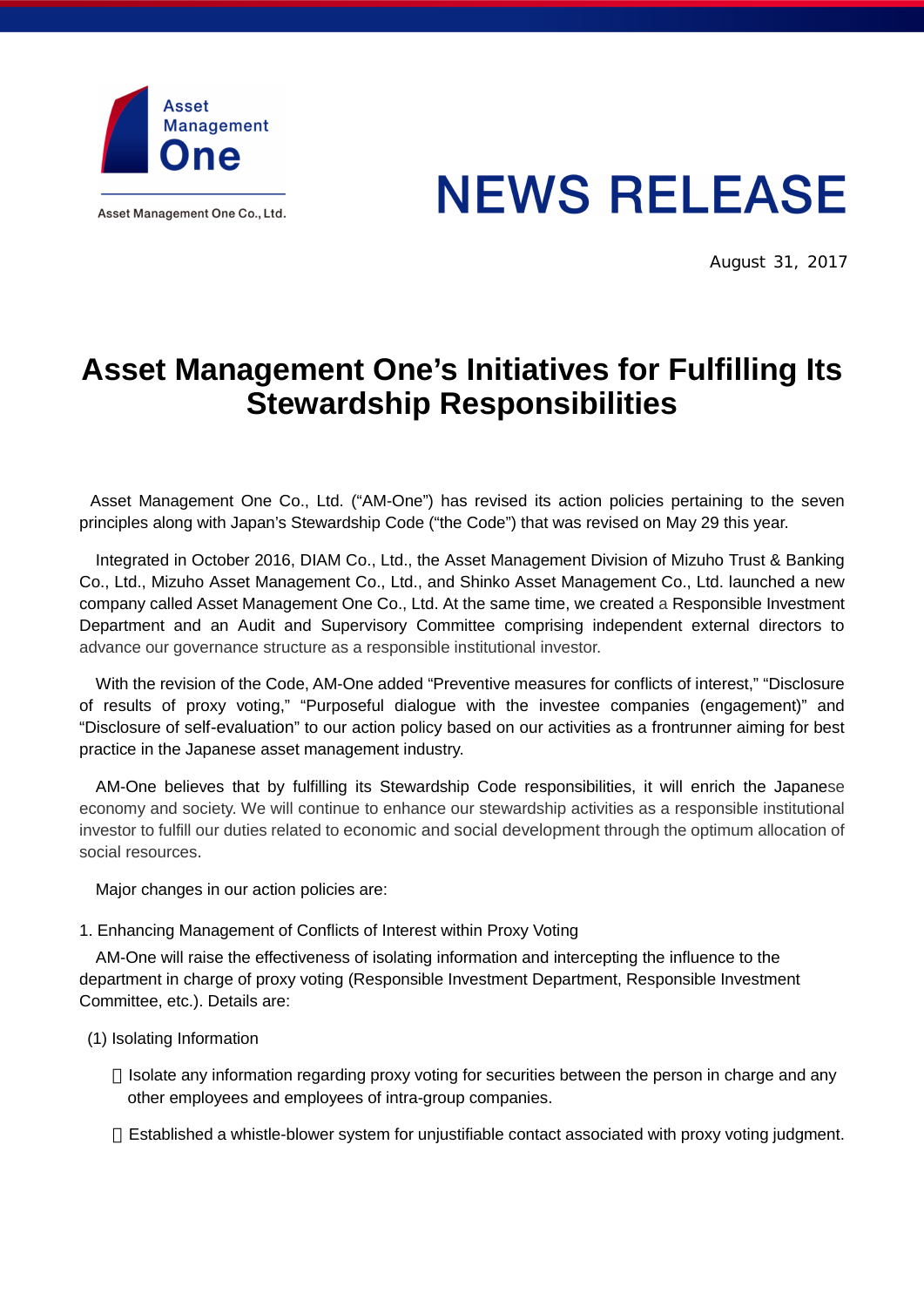Asset Management One

Asset Management One Co., Ltd.

# NEWS RELEASE

August 31, 2017

# Asset Management One's Initiatives for Fulfilling Its Stewardship Responsibilities

Asset Management One Co., Ltd. ("AM-One") has revised its action policies pertaining to the seven principles along with Japan's Stewardship Code ("the Code") that was revised on May 29 this year.

Integrated in October 2016, DIAM Co., Ltd., the Asset Management Division of Mizuho Trust & Banking Co., Ltd., Mizuho Asset Management Co., Ltd., and Shinko Asset Management Co., Ltd. launched a new company called Asset Management One Co., Ltd. At the same time, we created a Responsible Investment Department and an Audit and Supervisory Committee comprising independent external directors to advance our governance structure as a responsible institutional investor.

With the revision of the Code, AM-One added "Preventive measures for conflicts of interest," "Disclosure of results of proxy voting," "Purposeful dialogue with the investee companies (engagement)" and "Disclosure of self-evaluation" to our action policy based on our activities as a frontrunner aiming for best practice in the Japanese asset management industry.

AM-One believes that by fulfilling its Stewardship Code responsibilities, it will enrich the Japanese economy and society. We will continue to enhance our stewardship activities as a responsible institutional investor to fulfill our duties related to economic and social development through the optimum allocation of social resources.

Major changes in our action policies are:

1. Enhancing Management of Conflicts of Interest within Proxy Voting

AM-One will raise the effectiveness of isolating information and intercepting the influence to the department in charge of proxy voting (Responsible Investment Department, Responsible Investment Committee, etc.). Details are:

(1) Isolating Information

- Isolate any information regarding proxy voting for securities between the person in charge and any other employees and employees of intra-group companies.
- Established a whistle-blower system for unjustifiable contact associated with proxy voting judgment.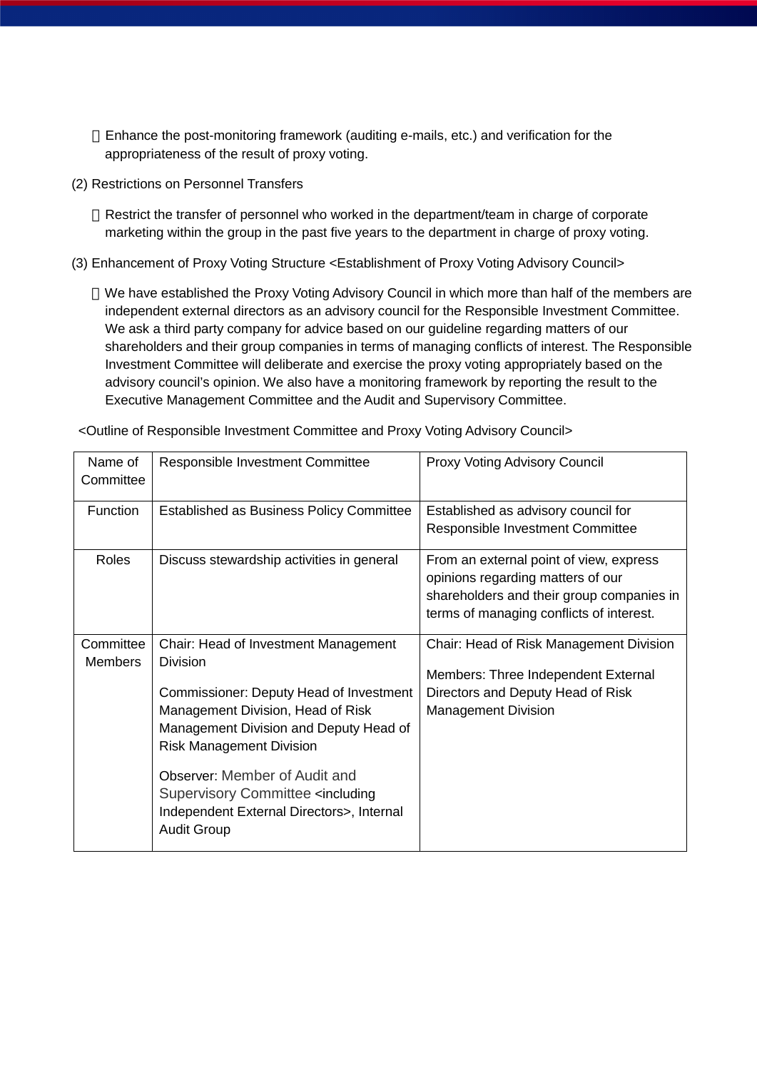Enhance the post-monitoring framework (auditing e-mails, etc.) and verification for the appropriateness of the result of proxy voting.

(2) Restrictions on Personnel Transfers

 Restrict the transfer of personnel who worked in the department/team in charge of corporate marketing within the group in the past five years to the department in charge of proxy voting.

(3) Enhancement of Proxy Voting Structure <Establishment of Proxy Voting Advisory Council>

 We have established the Proxy Voting Advisory Council in which more than half of the members are independent external directors as an advisory council for the Responsible Investment Committee. We ask a third party company for advice based on our guideline regarding matters of our shareholders and their group companies in terms of managing conflicts of interest. The Responsible Investment Committee will deliberate and exercise the proxy voting appropriately based on the advisory council's opinion. We also have a monitoring framework by reporting the result to the Executive Management Committee and the Audit and Supervisory Committee.

<Outline of Responsible Investment Committee and Proxy Voting Advisory Council>

| Name of Committee | Responsible Investment Committee | Proxy Voting Advisory Council |
|---|---|---|
| Function | Established as Business Policy Committee | Established as advisory council for Responsible Investment Committee |
| Roles | Discuss stewardship activities in general | From an external point of view, express opinions regarding matters of our shareholders and their group companies in terms of managing conflicts of interest. |
| Committee Members | Chair: Head of Investment Management Division<br><br>Commissioner: Deputy Head of Investment Management Division, Head of Risk Management Division and Deputy Head of Risk Management Division<br><br>Observer: Member of Audit and Supervisory Committee <including Independent External Directors>, Internal Audit Group | Chair: Head of Risk Management Division<br><br>Members: Three Independent External Directors and Deputy Head of Risk Management Division |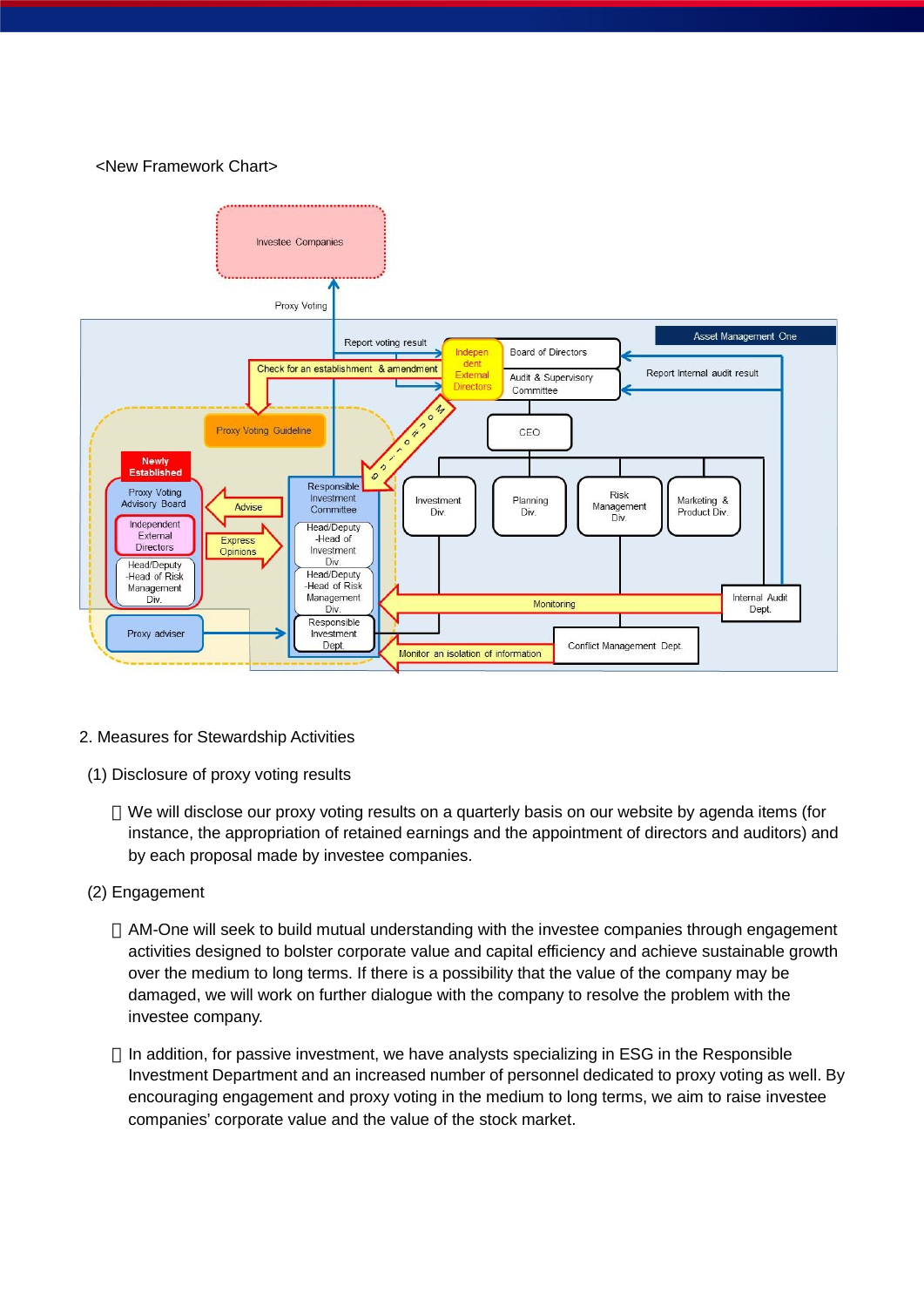<New Framework Chart>

2. Measures for Stewardship Activities

(1) Disclosure of proxy voting results

- We will disclose our proxy voting results on a quarterly basis on our website by agenda items (for instance, the appropriation of retained earnings and the appointment of directors and auditors) and by each proposal made by investee companies.

(2) Engagement

- AM-One will seek to build mutual understanding with the investee companies through engagement activities designed to bolster corporate value and capital efficiency and achieve sustainable growth over the medium to long terms. If there is a possibility that the value of the company may be damaged, we will work on further dialogue with the company to resolve the problem with the investee company.

- In addition, for passive investment, we have analysts specializing in ESG in the Responsible Investment Department and an increased number of personnel dedicated to proxy voting as well. By encouraging engagement and proxy voting in the medium to long terms, we aim to raise investee companies' corporate value and the value of the stock market.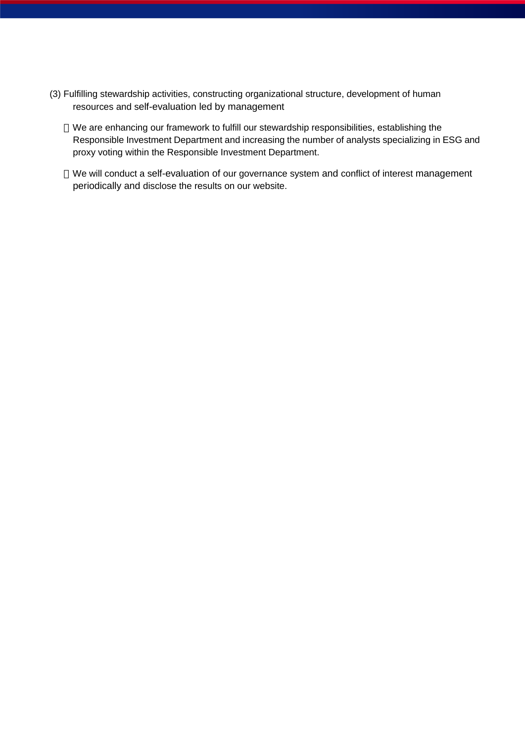(3) Fulfilling stewardship activities, constructing organizational structure, development of human resources and self-evaluation led by management

- We are enhancing our framework to fulfill our stewardship responsibilities, establishing the Responsible Investment Department and increasing the number of analysts specializing in ESG and proxy voting within the Responsible Investment Department.
- We will conduct a self-evaluation of our governance system and conflict of interest management periodically and disclose the results on our website.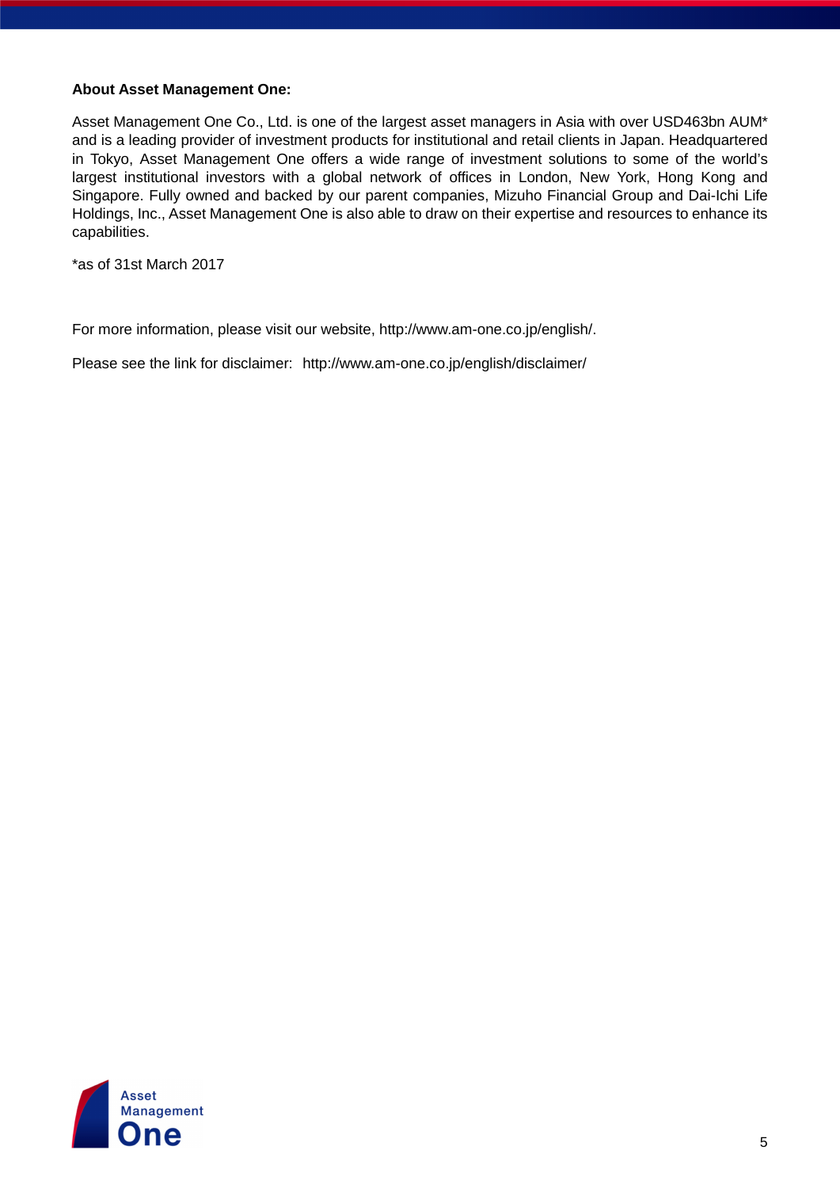**About Asset Management One:**

Asset Management One Co., Ltd. is one of the largest asset managers in Asia with over USD463bn AUM* and is a leading provider of investment products for institutional and retail clients in Japan. Headquartered in Tokyo, Asset Management One offers a wide range of investment solutions to some of the world's largest institutional investors with a global network of offices in London, New York, Hong Kong and Singapore. Fully owned and backed by our parent companies, Mizuho Financial Group and Dai-Ichi Life Holdings, Inc., Asset Management One is also able to draw on their expertise and resources to enhance its capabilities.

*as of 31st March 2017

For more information, please visit our website, http://www.am-one.co.jp/english/.

Please see the link for disclaimer: http://www.am-one.co.jp/english/disclaimer/